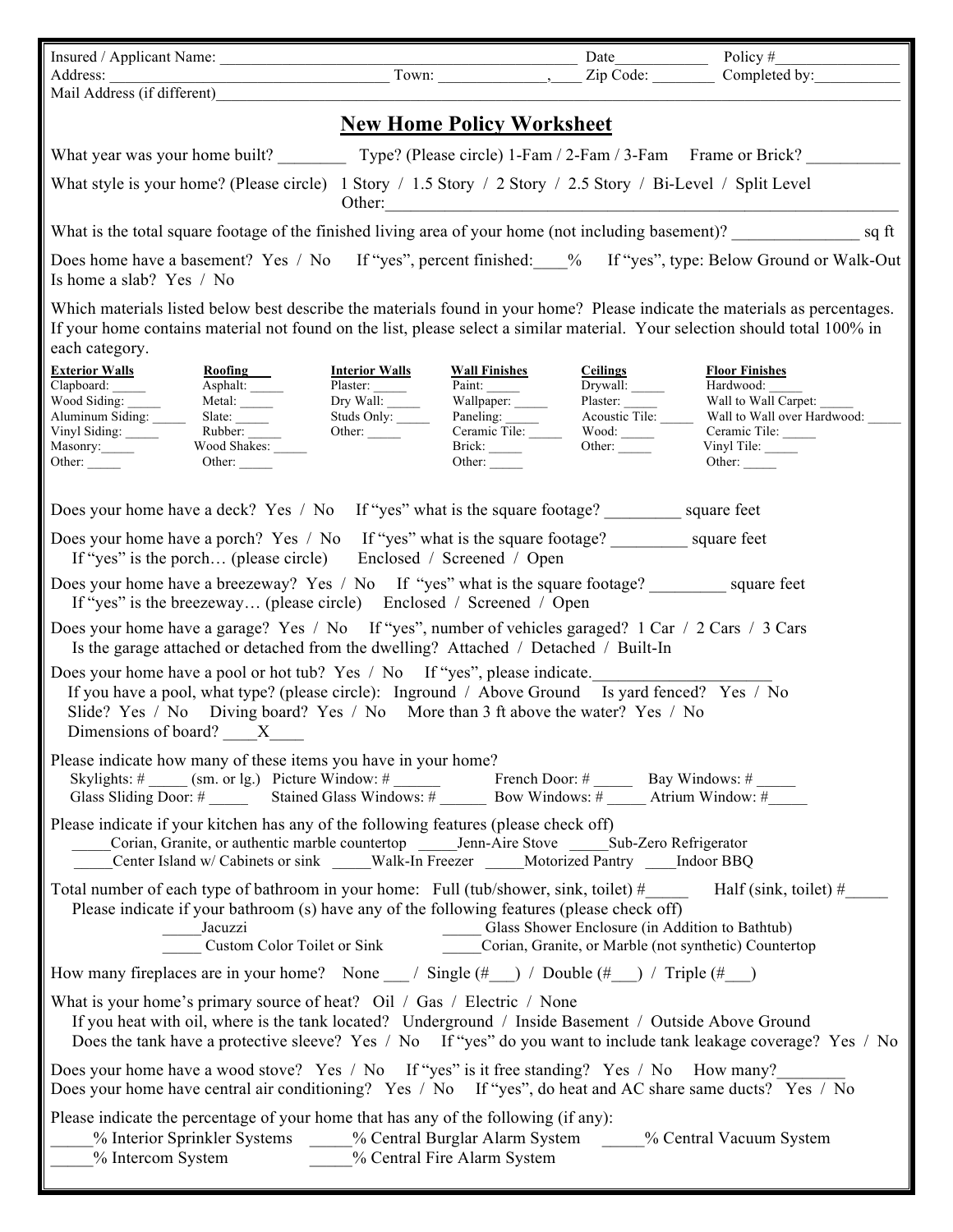Insured / Applicant Name: ______________________________________________ Date____________ Policy #________________
Address: ____________________________________ Town: _____________,____ Zip Code: ________ Completed by:___________
Mail Address (if different)______________________________________________________________________________

## New Home Policy Worksheet

What year was your home built? ________ Type? (Please circle) 1-Fam / 2-Fam / 3-Fam Frame or Brick? ___________

What style is your home? (Please circle) 1 Story / 1.5 Story / 2 Story / 2.5 Story / Bi-Level / Split Level
Other:_______________________________________________________________

What is the total square footage of the finished living area of your home (not including basement)? _______________ sq ft

Does home have a basement? Yes / No If "yes", percent finished:____% If "yes", type: Below Ground or Walk-Out
Is home a slab? Yes / No

Which materials listed below best describe the materials found in your home? Please indicate the materials as percentages. If your home contains material not found on the list, please select a similar material. Your selection should total 100% in each category.

| Exterior Walls | Roofing | Interior Walls | Wall Finishes | Ceilings | Floor Finishes |
|---|---|---|---|---|---|
| Clapboard: _____ | Asphalt: _____ | Plaster: _____ | Paint: _____ | Drywall: _____ | Hardwood: _____ |
| Wood Siding: _____ | Metal: _____ | Dry Wall: _____ | Wallpaper: _____ | Plaster: _____ | Wall to Wall Carpet: _____ |
| Aluminum Siding: _____ | Slate: _____ | Studs Only: _____ | Paneling: _____ | Acoustic Tile: _____ | Wall to Wall over Hardwood: _____ |
| Vinyl Siding: _____ | Rubber: _____ | Other: _____ | Ceramic Tile: _____ | Wood: _____ | Ceramic Tile: _____ |
| Masonry:_____ | Wood Shakes: _____ | | Brick: _____ | Other: _____ | Vinyl Tile: _____ |
| Other: _____ | Other: _____ | | Other: _____ | | Other: _____ |

Does your home have a deck? Yes / No If "yes" what is the square footage? _________ square feet

Does your home have a porch? Yes / No If "yes" what is the square footage? _________ square feet
If "yes" is the porch… (please circle) Enclosed / Screened / Open

Does your home have a breezeway? Yes / No If "yes" what is the square footage? _________ square feet
If "yes" is the breezeway… (please circle) Enclosed / Screened / Open

Does your home have a garage? Yes / No If "yes", number of vehicles garaged? 1 Car / 2 Cars / 3 Cars
Is the garage attached or detached from the dwelling? Attached / Detached / Built-In

Does your home have a pool or hot tub? Yes / No If "yes", please indicate.____________________
If you have a pool, what type? (please circle): Inground / Above Ground Is yard fenced? Yes / No
Slide? Yes / No Diving board? Yes / No More than 3 ft above the water? Yes / No
Dimensions of board? ____X____

Please indicate how many of these items you have in your home?
Skylights: # _____ (sm. or lg.) Picture Window: # ______ French Door: # _____ Bay Windows: # _____
Glass Sliding Door: # _____ Stained Glass Windows: # ______ Bow Windows: # _____ Atrium Window: #_____

Please indicate if your kitchen has any of the following features (please check off)
_____Corian, Granite, or authentic marble countertop _____Jenn-Aire Stove _____Sub-Zero Refrigerator
_____Center Island w/ Cabinets or sink _____Walk-In Freezer _____Motorized Pantry ____Indoor BBQ

Total number of each type of bathroom in your home: Full (tub/shower, sink, toilet) #_____ Half (sink, toilet) #_____
Please indicate if your bathroom (s) have any of the following features (please check off)
_____Jacuzzi _____ Glass Shower Enclosure (in Addition to Bathtub)
_____ Custom Color Toilet or Sink _____Corian, Granite, or Marble (not synthetic) Countertop

How many fireplaces are in your home? None ___ / Single (#___) / Double (#___) / Triple (#___)

What is your home's primary source of heat? Oil / Gas / Electric / None
If you heat with oil, where is the tank located? Underground / Inside Basement / Outside Above Ground
Does the tank have a protective sleeve? Yes / No If "yes" do you want to include tank leakage coverage? Yes / No

Does your home have a wood stove? Yes / No If "yes" is it free standing? Yes / No How many?________
Does your home have central air conditioning? Yes / No If "yes", do heat and AC share same ducts? Yes / No

Please indicate the percentage of your home that has any of the following (if any):
_____% Interior Sprinkler Systems _____% Central Burglar Alarm System _____% Central Vacuum System
_____% Intercom System _____% Central Fire Alarm System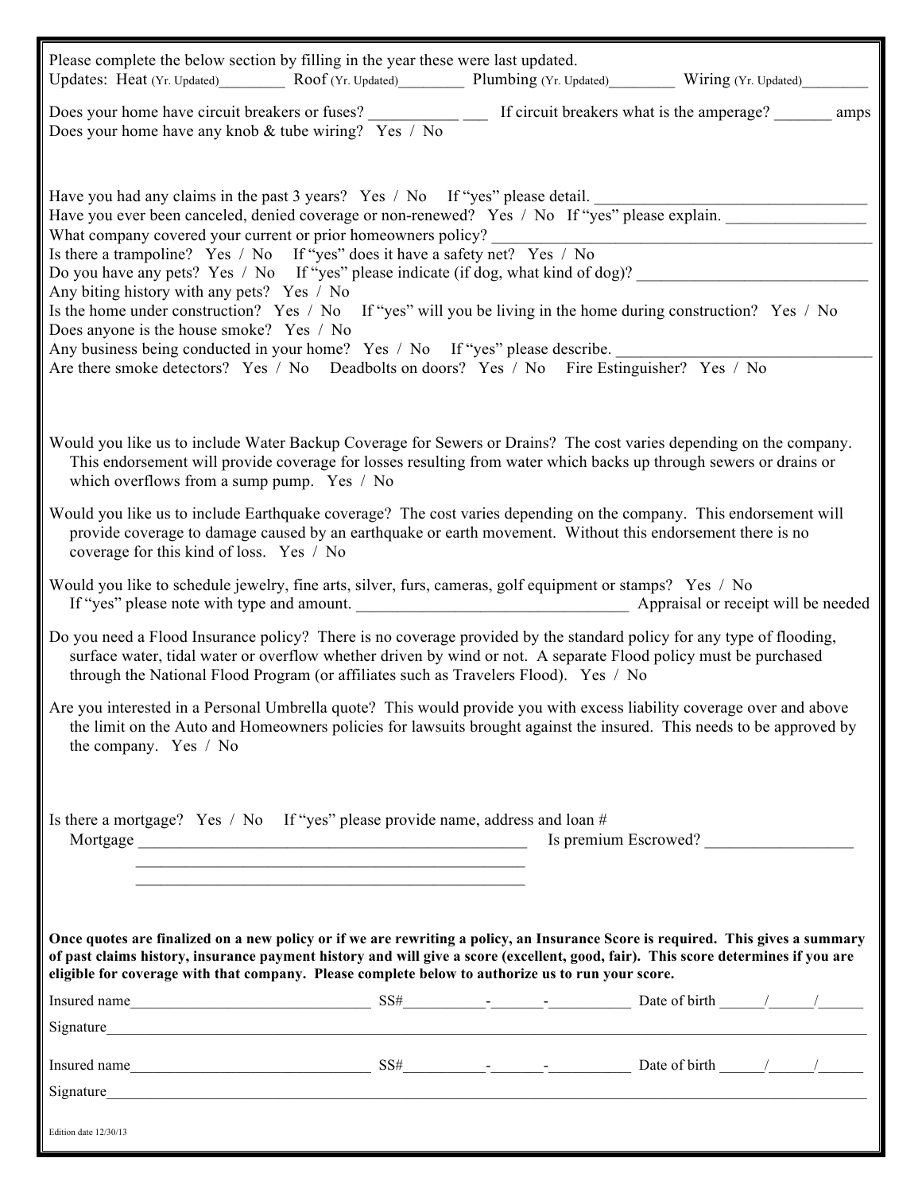Please complete the below section by filling in the year these were last updated.

Updates: Heat (Yr. Updated)________ Roof (Yr. Updated)________ Plumbing (Yr. Updated)________ Wiring (Yr. Updated)________

Does your home have circuit breakers or fuses? ___________ ___ If circuit breakers what is the amperage? _______ amps

Does your home have any knob & tube wiring? Yes / No

Have you had any claims in the past 3 years? Yes / No If "yes" please detail. _________________________________

Have you ever been canceled, denied coverage or non-renewed? Yes / No If "yes" please explain. _________________

What company covered your current or prior homeowners policy? _____________________________________________

Is there a trampoline? Yes / No If "yes" does it have a safety net? Yes / No

Do you have any pets? Yes / No If "yes" please indicate (if dog, what kind of dog)? ____________________________

Any biting history with any pets? Yes / No

Is the home under construction? Yes / No If "yes" will you be living in the home during construction? Yes / No

Does anyone is the house smoke? Yes / No

Any business being conducted in your home? Yes / No If "yes" please describe. _______________________________

Are there smoke detectors? Yes / No Deadbolts on doors? Yes / No Fire Estinguisher? Yes / No

Would you like us to include Water Backup Coverage for Sewers or Drains? The cost varies depending on the company. This endorsement will provide coverage for losses resulting from water which backs up through sewers or drains or which overflows from a sump pump. Yes / No

Would you like us to include Earthquake coverage? The cost varies depending on the company. This endorsement will provide coverage to damage caused by an earthquake or earth movement. Without this endorsement there is no coverage for this kind of loss. Yes / No

Would you like to schedule jewelry, fine arts, silver, furs, cameras, golf equipment or stamps? Yes / No
If "yes" please note with type and amount. _________________________________ Appraisal or receipt will be needed

Do you need a Flood Insurance policy? There is no coverage provided by the standard policy for any type of flooding, surface water, tidal water or overflow whether driven by wind or not. A separate Flood policy must be purchased through the National Flood Program (or affiliates such as Travelers Flood). Yes / No

Are you interested in a Personal Umbrella quote? This would provide you with excess liability coverage over and above the limit on the Auto and Homeowners policies for lawsuits brought against the insured. This needs to be approved by the company. Yes / No

Is there a mortgage? Yes / No If "yes" please provide name, address and loan #
Mortgage _________________________________________________ Is premium Escrowed? __________________
_________________________________________________
_________________________________________________

**Once quotes are finalized on a new policy or if we are rewriting a policy, an Insurance Score is required. This gives a summary of past claims history, insurance payment history and will give a score (excellent, good, fair). This score determines if you are eligible for coverage with that company. Please complete below to authorize us to run your score.**

Insured name________________________________ SS#__________-_______-__________ Date of birth _____/_____/_____

Signature_____________________________________________________________________________________________

Insured name________________________________ SS#__________-_______-__________ Date of birth _____/_____/_____

Signature_____________________________________________________________________________________________

Edition date 12/30/13